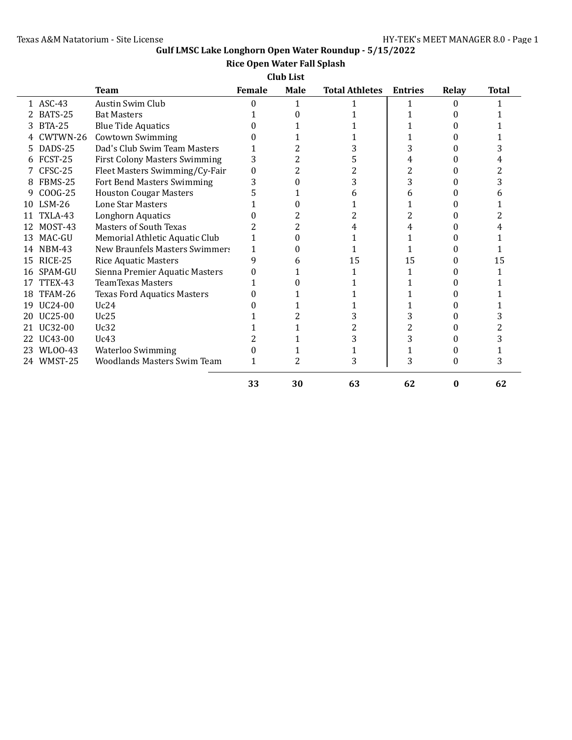## Gulf LMSC Lake Longhorn Open Water Roundup - 5/15/2022

### Rice Open Water Fall Splash

### Club List

| | | Team | Female | Male | Total Athletes | Entries | Relay | Total |
|---|---|---|---|---|---|---|---|---|
| 1 | ASC-43 | Austin Swim Club | 0 | 1 | 1 | 1 | 0 | 1 |
| 2 | BATS-25 | Bat Masters | 1 | 0 | 1 | 1 | 0 | 1 |
| 3 | BTA-25 | Blue Tide Aquatics | 0 | 1 | 1 | 1 | 0 | 1 |
| 4 | CWTWN-26 | Cowtown Swimming | 0 | 1 | 1 | 1 | 0 | 1 |
| 5 | DADS-25 | Dad's Club Swim Team Masters | 1 | 2 | 3 | 3 | 0 | 3 |
| 6 | FCST-25 | First Colony Masters Swimming | 3 | 2 | 5 | 4 | 0 | 4 |
| 7 | CFSC-25 | Fleet Masters Swimming/Cy-Fair | 0 | 2 | 2 | 2 | 0 | 2 |
| 8 | FBMS-25 | Fort Bend Masters Swimming | 3 | 0 | 3 | 3 | 0 | 3 |
| 9 | COOG-25 | Houston Cougar Masters | 5 | 1 | 6 | 6 | 0 | 6 |
| 10 | LSM-26 | Lone Star Masters | 1 | 0 | 1 | 1 | 0 | 1 |
| 11 | TXLA-43 | Longhorn Aquatics | 0 | 2 | 2 | 2 | 0 | 2 |
| 12 | MOST-43 | Masters of South Texas | 2 | 2 | 4 | 4 | 0 | 4 |
| 13 | MAC-GU | Memorial Athletic Aquatic Club | 1 | 0 | 1 | 1 | 0 | 1 |
| 14 | NBM-43 | New Braunfels Masters Swimmers | 1 | 0 | 1 | 1 | 0 | 1 |
| 15 | RICE-25 | Rice Aquatic Masters | 9 | 6 | 15 | 15 | 0 | 15 |
| 16 | SPAM-GU | Sienna Premier Aquatic Masters | 0 | 1 | 1 | 1 | 0 | 1 |
| 17 | TTEX-43 | TeamTexas Masters | 1 | 0 | 1 | 1 | 0 | 1 |
| 18 | TFAM-26 | Texas Ford Aquatics Masters | 0 | 1 | 1 | 1 | 0 | 1 |
| 19 | UC24-00 | Uc24 | 0 | 1 | 1 | 1 | 0 | 1 |
| 20 | UC25-00 | Uc25 | 1 | 2 | 3 | 3 | 0 | 3 |
| 21 | UC32-00 | Uc32 | 1 | 1 | 2 | 2 | 0 | 2 |
| 22 | UC43-00 | Uc43 | 2 | 1 | 3 | 3 | 0 | 3 |
| 23 | WLOO-43 | Waterloo Swimming | 0 | 1 | 1 | 1 | 0 | 1 |
| 24 | WMST-25 | Woodlands Masters Swim Team | 1 | 2 | 3 | 3 | 0 | 3 |
| | | | **33** | **30** | **63** | **62** | **0** | **62** |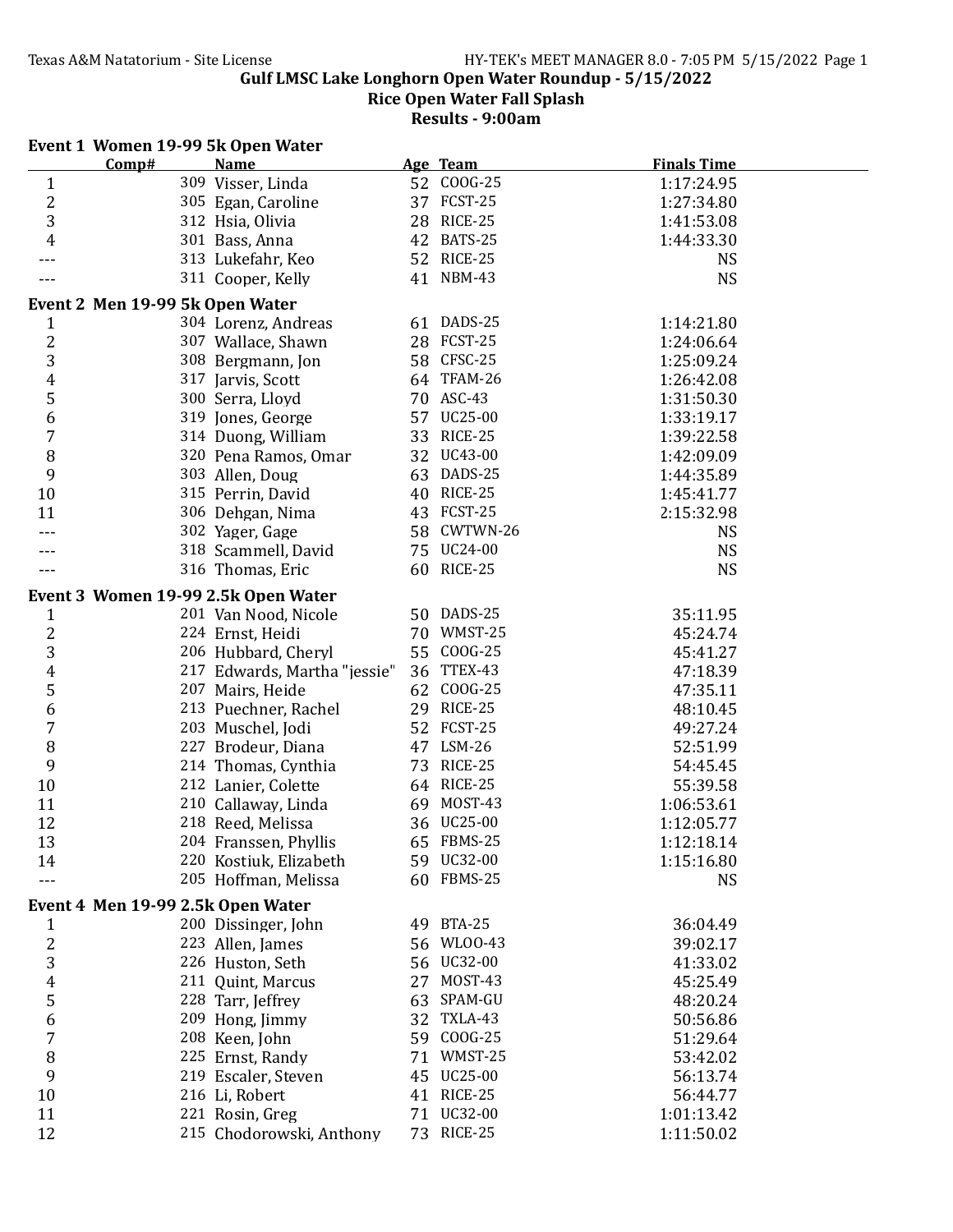# Gulf LMSC Lake Longhorn Open Water Roundup - 5/15/2022

## Rice Open Water Fall Splash

### Results - 9:00am

**Event 1 Women 19-99 5k Open Water**

| | Comp# | Name | Age | Team | Finals Time |
|---|---|---|---|---|---|
| 1 | 309 | Visser, Linda | 52 | COOG-25 | 1:17:24.95 |
| 2 | 305 | Egan, Caroline | 37 | FCST-25 | 1:27:34.80 |
| 3 | 312 | Hsia, Olivia | 28 | RICE-25 | 1:41:53.08 |
| 4 | 301 | Bass, Anna | 42 | BATS-25 | 1:44:33.30 |
| --- | 313 | Lukefahr, Keo | 52 | RICE-25 | NS |
| --- | 311 | Cooper, Kelly | 41 | NBM-43 | NS |

**Event 2 Men 19-99 5k Open Water**

| | Comp# | Name | Age | Team | Finals Time |
|---|---|---|---|---|---|
| 1 | 304 | Lorenz, Andreas | 61 | DADS-25 | 1:14:21.80 |
| 2 | 307 | Wallace, Shawn | 28 | FCST-25 | 1:24:06.64 |
| 3 | 308 | Bergmann, Jon | 58 | CFSC-25 | 1:25:09.24 |
| 4 | 317 | Jarvis, Scott | 64 | TFAM-26 | 1:26:42.08 |
| 5 | 300 | Serra, Lloyd | 70 | ASC-43 | 1:31:50.30 |
| 6 | 319 | Jones, George | 57 | UC25-00 | 1:33:19.17 |
| 7 | 314 | Duong, William | 33 | RICE-25 | 1:39:22.58 |
| 8 | 320 | Pena Ramos, Omar | 32 | UC43-00 | 1:42:09.09 |
| 9 | 303 | Allen, Doug | 63 | DADS-25 | 1:44:35.89 |
| 10 | 315 | Perrin, David | 40 | RICE-25 | 1:45:41.77 |
| 11 | 306 | Dehgan, Nima | 43 | FCST-25 | 2:15:32.98 |
| --- | 302 | Yager, Gage | 58 | CWTWN-26 | NS |
| --- | 318 | Scammell, David | 75 | UC24-00 | NS |
| --- | 316 | Thomas, Eric | 60 | RICE-25 | NS |

**Event 3 Women 19-99 2.5k Open Water**

| | Comp# | Name | Age | Team | Finals Time |
|---|---|---|---|---|---|
| 1 | 201 | Van Nood, Nicole | 50 | DADS-25 | 35:11.95 |
| 2 | 224 | Ernst, Heidi | 70 | WMST-25 | 45:24.74 |
| 3 | 206 | Hubbard, Cheryl | 55 | COOG-25 | 45:41.27 |
| 4 | 217 | Edwards, Martha "jessie" | 36 | TTEX-43 | 47:18.39 |
| 5 | 207 | Mairs, Heide | 62 | COOG-25 | 47:35.11 |
| 6 | 213 | Puechner, Rachel | 29 | RICE-25 | 48:10.45 |
| 7 | 203 | Muschel, Jodi | 52 | FCST-25 | 49:27.24 |
| 8 | 227 | Brodeur, Diana | 47 | LSM-26 | 52:51.99 |
| 9 | 214 | Thomas, Cynthia | 73 | RICE-25 | 54:45.45 |
| 10 | 212 | Lanier, Colette | 64 | RICE-25 | 55:39.58 |
| 11 | 210 | Callaway, Linda | 69 | MOST-43 | 1:06:53.61 |
| 12 | 218 | Reed, Melissa | 36 | UC25-00 | 1:12:05.77 |
| 13 | 204 | Franssen, Phyllis | 65 | FBMS-25 | 1:12:18.14 |
| 14 | 220 | Kostiuk, Elizabeth | 59 | UC32-00 | 1:15:16.80 |
| --- | 205 | Hoffman, Melissa | 60 | FBMS-25 | NS |

**Event 4 Men 19-99 2.5k Open Water**

| | Comp# | Name | Age | Team | Finals Time |
|---|---|---|---|---|---|
| 1 | 200 | Dissinger, John | 49 | BTA-25 | 36:04.49 |
| 2 | 223 | Allen, James | 56 | WLOO-43 | 39:02.17 |
| 3 | 226 | Huston, Seth | 56 | UC32-00 | 41:33.02 |
| 4 | 211 | Quint, Marcus | 27 | MOST-43 | 45:25.49 |
| 5 | 228 | Tarr, Jeffrey | 63 | SPAM-GU | 48:20.24 |
| 6 | 209 | Hong, Jimmy | 32 | TXLA-43 | 50:56.86 |
| 7 | 208 | Keen, John | 59 | COOG-25 | 51:29.64 |
| 8 | 225 | Ernst, Randy | 71 | WMST-25 | 53:42.02 |
| 9 | 219 | Escaler, Steven | 45 | UC25-00 | 56:13.74 |
| 10 | 216 | Li, Robert | 41 | RICE-25 | 56:44.77 |
| 11 | 221 | Rosin, Greg | 71 | UC32-00 | 1:01:13.42 |
| 12 | 215 | Chodorowski, Anthony | 73 | RICE-25 | 1:11:50.02 |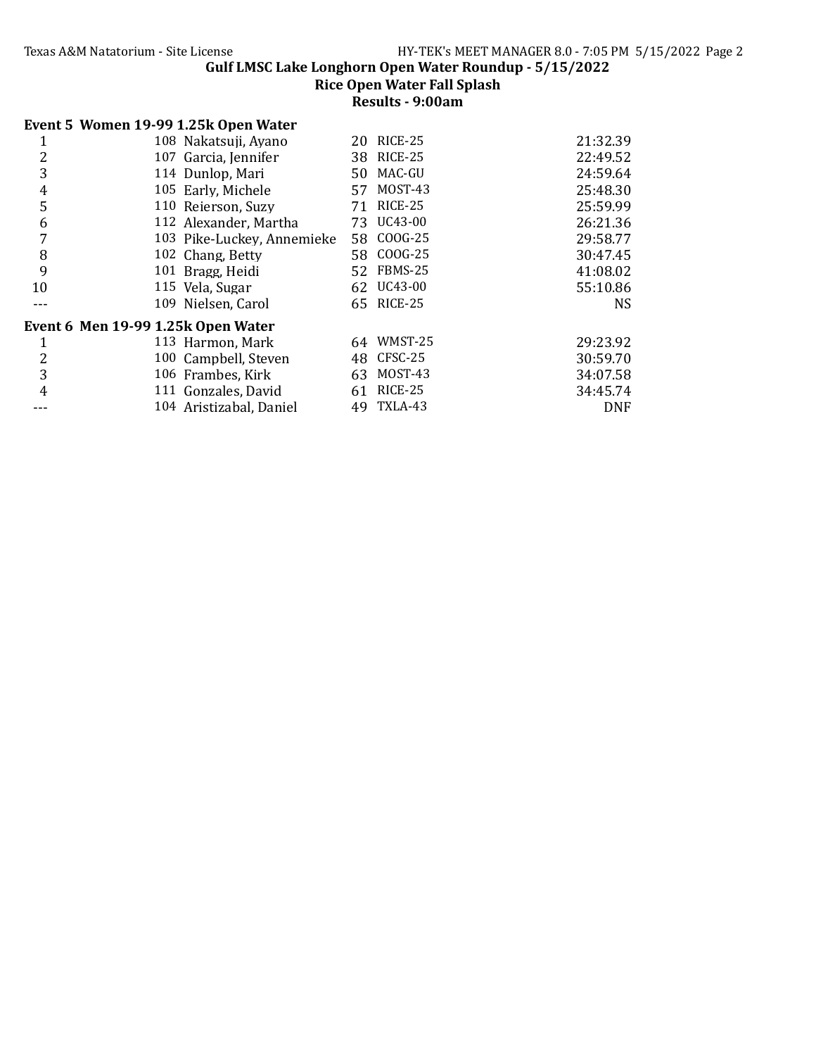## Gulf LMSC Lake Longhorn Open Water Roundup - 5/15/2022

### Rice Open Water Fall Splash

### Results - 9:00am

**Event 5 Women 19-99 1.25k Open Water**

| | | | | | |
|---|---|---|---|---|---|
| 1 | 108 | Nakatsuji, Ayano | 20 | RICE-25 | 21:32.39 |
| 2 | 107 | Garcia, Jennifer | 38 | RICE-25 | 22:49.52 |
| 3 | 114 | Dunlop, Mari | 50 | MAC-GU | 24:59.64 |
| 4 | 105 | Early, Michele | 57 | MOST-43 | 25:48.30 |
| 5 | 110 | Reierson, Suzy | 71 | RICE-25 | 25:59.99 |
| 6 | 112 | Alexander, Martha | 73 | UC43-00 | 26:21.36 |
| 7 | 103 | Pike-Luckey, Annemieke | 58 | COOG-25 | 29:58.77 |
| 8 | 102 | Chang, Betty | 58 | COOG-25 | 30:47.45 |
| 9 | 101 | Bragg, Heidi | 52 | FBMS-25 | 41:08.02 |
| 10 | 115 | Vela, Sugar | 62 | UC43-00 | 55:10.86 |
| --- | 109 | Nielsen, Carol | 65 | RICE-25 | NS |

**Event 6 Men 19-99 1.25k Open Water**

| | | | | | |
|---|---|---|---|---|---|
| 1 | 113 | Harmon, Mark | 64 | WMST-25 | 29:23.92 |
| 2 | 100 | Campbell, Steven | 48 | CFSC-25 | 30:59.70 |
| 3 | 106 | Frambes, Kirk | 63 | MOST-43 | 34:07.58 |
| 4 | 111 | Gonzales, David | 61 | RICE-25 | 34:45.74 |
| --- | 104 | Aristizabal, Daniel | 49 | TXLA-43 | DNF |